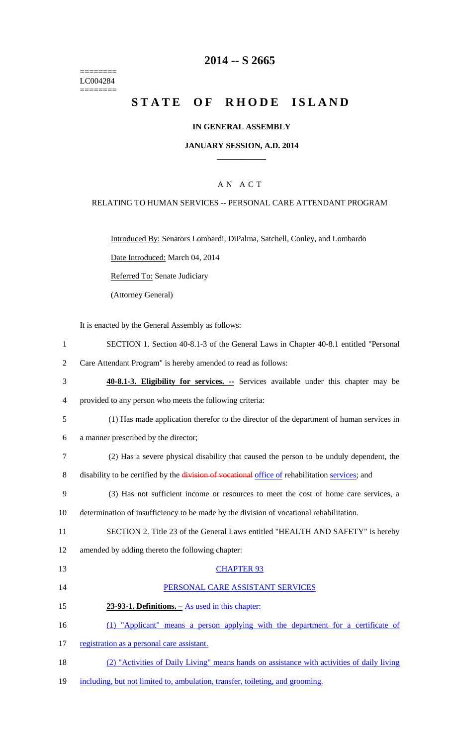========
LC004284
========

# 2014 -- S 2665

# STATE OF RHODE ISLAND

## IN GENERAL ASSEMBLY

### JANUARY SESSION, A.D. 2014

### A N A C T

RELATING TO HUMAN SERVICES -- PERSONAL CARE ATTENDANT PROGRAM

Introduced By: Senators Lombardi, DiPalma, Satchell, Conley, and Lombardo

Date Introduced: March 04, 2014

Referred To: Senate Judiciary

(Attorney General)

It is enacted by the General Assembly as follows:

1 SECTION 1. Section 40-8.1-3 of the General Laws in Chapter 40-8.1 entitled "Personal
2 Care Attendant Program" is hereby amended to read as follows:

3 **40-8.1-3. Eligibility for services. --** Services available under this chapter may be
4 provided to any person who meets the following criteria:

5 (1) Has made application therefor to the director of the department of human services in
6 a manner prescribed by the director;

7 (2) Has a severe physical disability that caused the person to be unduly dependent, the
8 disability to be certified by the ~~division of vocational~~ office of rehabilitation services; and

9 (3) Has not sufficient income or resources to meet the cost of home care services, a
10 determination of insufficiency to be made by the division of vocational rehabilitation.

11 SECTION 2. Title 23 of the General Laws entitled "HEALTH AND SAFETY" is hereby
12 amended by adding thereto the following chapter:

13 CHAPTER 93

14 PERSONAL CARE ASSISTANT SERVICES

15 **23-93-1. Definitions. –** As used in this chapter:

16 (1) "Applicant" means a person applying with the department for a certificate of
17 registration as a personal care assistant.

18 (2) "Activities of Daily Living" means hands on assistance with activities of daily living
19 including, but not limited to, ambulation, transfer, toileting, and grooming.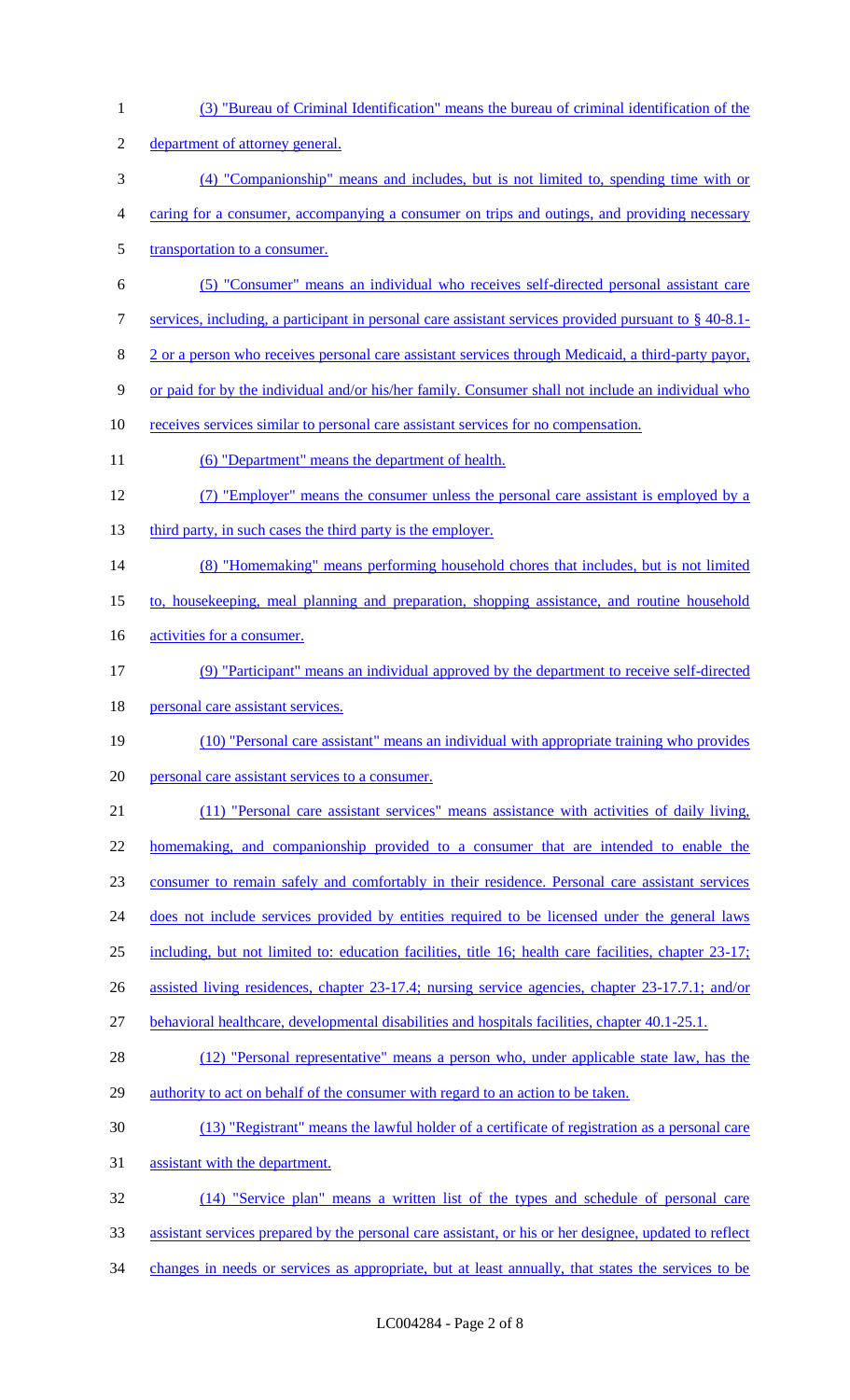(3) "Bureau of Criminal Identification" means the bureau of criminal identification of the department of attorney general.

(4) "Companionship" means and includes, but is not limited to, spending time with or caring for a consumer, accompanying a consumer on trips and outings, and providing necessary transportation to a consumer.

(5) "Consumer" means an individual who receives self-directed personal assistant care services, including, a participant in personal care assistant services provided pursuant to § 40-8.1-2 or a person who receives personal care assistant services through Medicaid, a third-party payor, or paid for by the individual and/or his/her family. Consumer shall not include an individual who receives services similar to personal care assistant services for no compensation.

(6) "Department" means the department of health.

(7) "Employer" means the consumer unless the personal care assistant is employed by a third party, in such cases the third party is the employer.

(8) "Homemaking" means performing household chores that includes, but is not limited to, housekeeping, meal planning and preparation, shopping assistance, and routine household activities for a consumer.

(9) "Participant" means an individual approved by the department to receive self-directed personal care assistant services.

(10) "Personal care assistant" means an individual with appropriate training who provides personal care assistant services to a consumer.

(11) "Personal care assistant services" means assistance with activities of daily living, homemaking, and companionship provided to a consumer that are intended to enable the consumer to remain safely and comfortably in their residence. Personal care assistant services does not include services provided by entities required to be licensed under the general laws including, but not limited to: education facilities, title 16; health care facilities, chapter 23-17; assisted living residences, chapter 23-17.4; nursing service agencies, chapter 23-17.7.1; and/or behavioral healthcare, developmental disabilities and hospitals facilities, chapter 40.1-25.1.

(12) "Personal representative" means a person who, under applicable state law, has the authority to act on behalf of the consumer with regard to an action to be taken.

(13) "Registrant" means the lawful holder of a certificate of registration as a personal care assistant with the department.

(14) "Service plan" means a written list of the types and schedule of personal care assistant services prepared by the personal care assistant, or his or her designee, updated to reflect changes in needs or services as appropriate, but at least annually, that states the services to be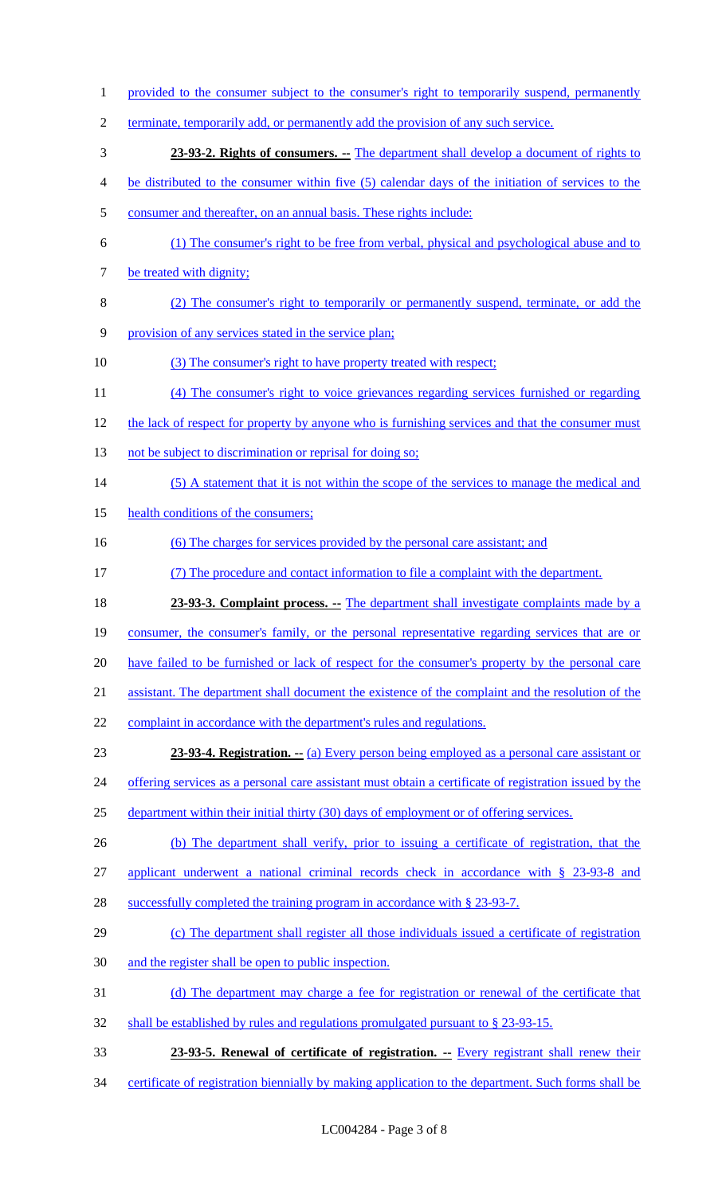provided to the consumer subject to the consumer's right to temporarily suspend, permanently terminate, temporarily add, or permanently add the provision of any such service.

**23-93-2. Rights of consumers. --** The department shall develop a document of rights to be distributed to the consumer within five (5) calendar days of the initiation of services to the consumer and thereafter, on an annual basis. These rights include:

(1) The consumer's right to be free from verbal, physical and psychological abuse and to be treated with dignity;

(2) The consumer's right to temporarily or permanently suspend, terminate, or add the provision of any services stated in the service plan;

(3) The consumer's right to have property treated with respect;

(4) The consumer's right to voice grievances regarding services furnished or regarding the lack of respect for property by anyone who is furnishing services and that the consumer must not be subject to discrimination or reprisal for doing so;

(5) A statement that it is not within the scope of the services to manage the medical and health conditions of the consumers;

(6) The charges for services provided by the personal care assistant; and

(7) The procedure and contact information to file a complaint with the department.

**23-93-3. Complaint process. --** The department shall investigate complaints made by a consumer, the consumer's family, or the personal representative regarding services that are or have failed to be furnished or lack of respect for the consumer's property by the personal care assistant. The department shall document the existence of the complaint and the resolution of the complaint in accordance with the department's rules and regulations.

**23-93-4. Registration. --** (a) Every person being employed as a personal care assistant or offering services as a personal care assistant must obtain a certificate of registration issued by the department within their initial thirty (30) days of employment or of offering services.

(b) The department shall verify, prior to issuing a certificate of registration, that the applicant underwent a national criminal records check in accordance with § 23-93-8 and successfully completed the training program in accordance with § 23-93-7.

(c) The department shall register all those individuals issued a certificate of registration and the register shall be open to public inspection.

(d) The department may charge a fee for registration or renewal of the certificate that shall be established by rules and regulations promulgated pursuant to § 23-93-15.

**23-93-5. Renewal of certificate of registration. --** Every registrant shall renew their certificate of registration biennially by making application to the department. Such forms shall be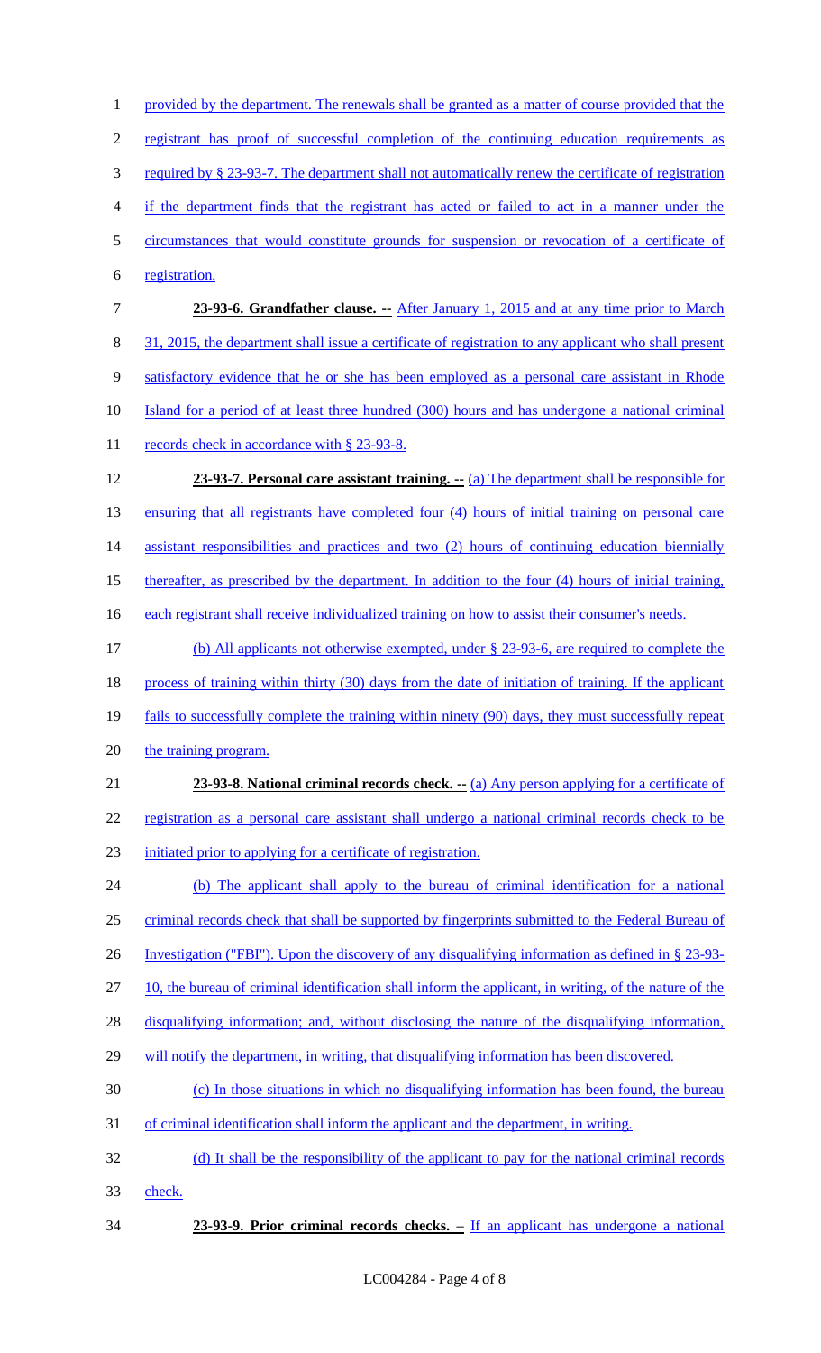provided by the department. The renewals shall be granted as a matter of course provided that the registrant has proof of successful completion of the continuing education requirements as required by § 23-93-7. The department shall not automatically renew the certificate of registration if the department finds that the registrant has acted or failed to act in a manner under the circumstances that would constitute grounds for suspension or revocation of a certificate of registration.

**23-93-6. Grandfather clause. --** After January 1, 2015 and at any time prior to March 31, 2015, the department shall issue a certificate of registration to any applicant who shall present satisfactory evidence that he or she has been employed as a personal care assistant in Rhode Island for a period of at least three hundred (300) hours and has undergone a national criminal records check in accordance with § 23-93-8.

**23-93-7. Personal care assistant training. --** (a) The department shall be responsible for ensuring that all registrants have completed four (4) hours of initial training on personal care assistant responsibilities and practices and two (2) hours of continuing education biennially thereafter, as prescribed by the department. In addition to the four (4) hours of initial training, each registrant shall receive individualized training on how to assist their consumer's needs.

(b) All applicants not otherwise exempted, under § 23-93-6, are required to complete the process of training within thirty (30) days from the date of initiation of training. If the applicant fails to successfully complete the training within ninety (90) days, they must successfully repeat the training program.

**23-93-8. National criminal records check. --** (a) Any person applying for a certificate of registration as a personal care assistant shall undergo a national criminal records check to be initiated prior to applying for a certificate of registration.

(b) The applicant shall apply to the bureau of criminal identification for a national criminal records check that shall be supported by fingerprints submitted to the Federal Bureau of Investigation ("FBI"). Upon the discovery of any disqualifying information as defined in § 23-93-10, the bureau of criminal identification shall inform the applicant, in writing, of the nature of the disqualifying information; and, without disclosing the nature of the disqualifying information, will notify the department, in writing, that disqualifying information has been discovered.

(c) In those situations in which no disqualifying information has been found, the bureau of criminal identification shall inform the applicant and the department, in writing.

(d) It shall be the responsibility of the applicant to pay for the national criminal records check.

**23-93-9. Prior criminal records checks. –** If an applicant has undergone a national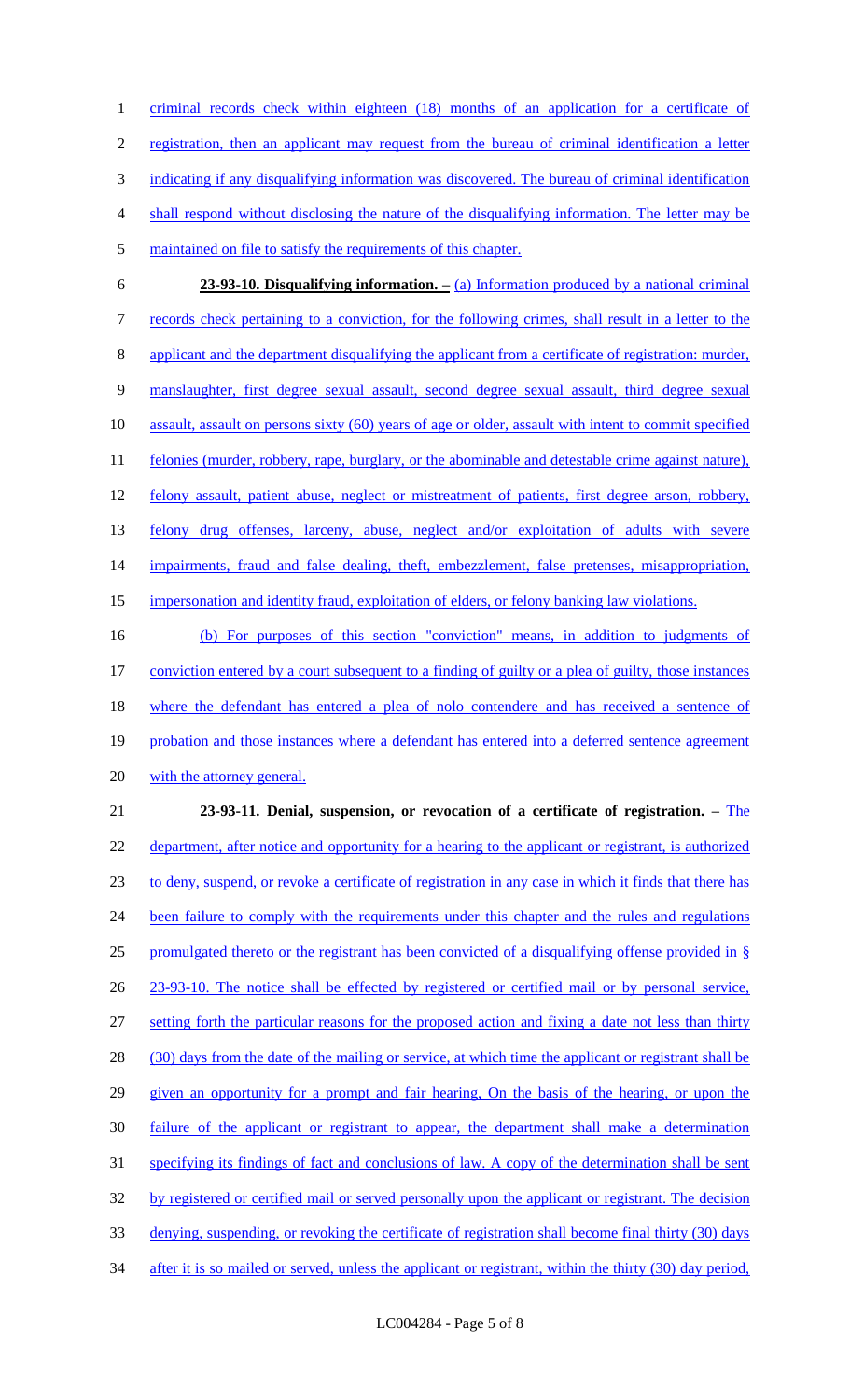criminal records check within eighteen (18) months of an application for a certificate of registration, then an applicant may request from the bureau of criminal identification a letter indicating if any disqualifying information was discovered. The bureau of criminal identification shall respond without disclosing the nature of the disqualifying information. The letter may be maintained on file to satisfy the requirements of this chapter.

**23-93-10. Disqualifying information. –** (a) Information produced by a national criminal records check pertaining to a conviction, for the following crimes, shall result in a letter to the applicant and the department disqualifying the applicant from a certificate of registration: murder, manslaughter, first degree sexual assault, second degree sexual assault, third degree sexual assault, assault on persons sixty (60) years of age or older, assault with intent to commit specified felonies (murder, robbery, rape, burglary, or the abominable and detestable crime against nature), felony assault, patient abuse, neglect or mistreatment of patients, first degree arson, robbery, felony drug offenses, larceny, abuse, neglect and/or exploitation of adults with severe impairments, fraud and false dealing, theft, embezzlement, false pretenses, misappropriation, impersonation and identity fraud, exploitation of elders, or felony banking law violations.

(b) For purposes of this section "conviction" means, in addition to judgments of conviction entered by a court subsequent to a finding of guilty or a plea of guilty, those instances where the defendant has entered a plea of nolo contendere and has received a sentence of probation and those instances where a defendant has entered into a deferred sentence agreement with the attorney general.

**23-93-11. Denial, suspension, or revocation of a certificate of registration. –** The department, after notice and opportunity for a hearing to the applicant or registrant, is authorized to deny, suspend, or revoke a certificate of registration in any case in which it finds that there has been failure to comply with the requirements under this chapter and the rules and regulations promulgated thereto or the registrant has been convicted of a disqualifying offense provided in § 23-93-10. The notice shall be effected by registered or certified mail or by personal service, setting forth the particular reasons for the proposed action and fixing a date not less than thirty (30) days from the date of the mailing or service, at which time the applicant or registrant shall be given an opportunity for a prompt and fair hearing, On the basis of the hearing, or upon the failure of the applicant or registrant to appear, the department shall make a determination specifying its findings of fact and conclusions of law. A copy of the determination shall be sent by registered or certified mail or served personally upon the applicant or registrant. The decision denying, suspending, or revoking the certificate of registration shall become final thirty (30) days after it is so mailed or served, unless the applicant or registrant, within the thirty (30) day period,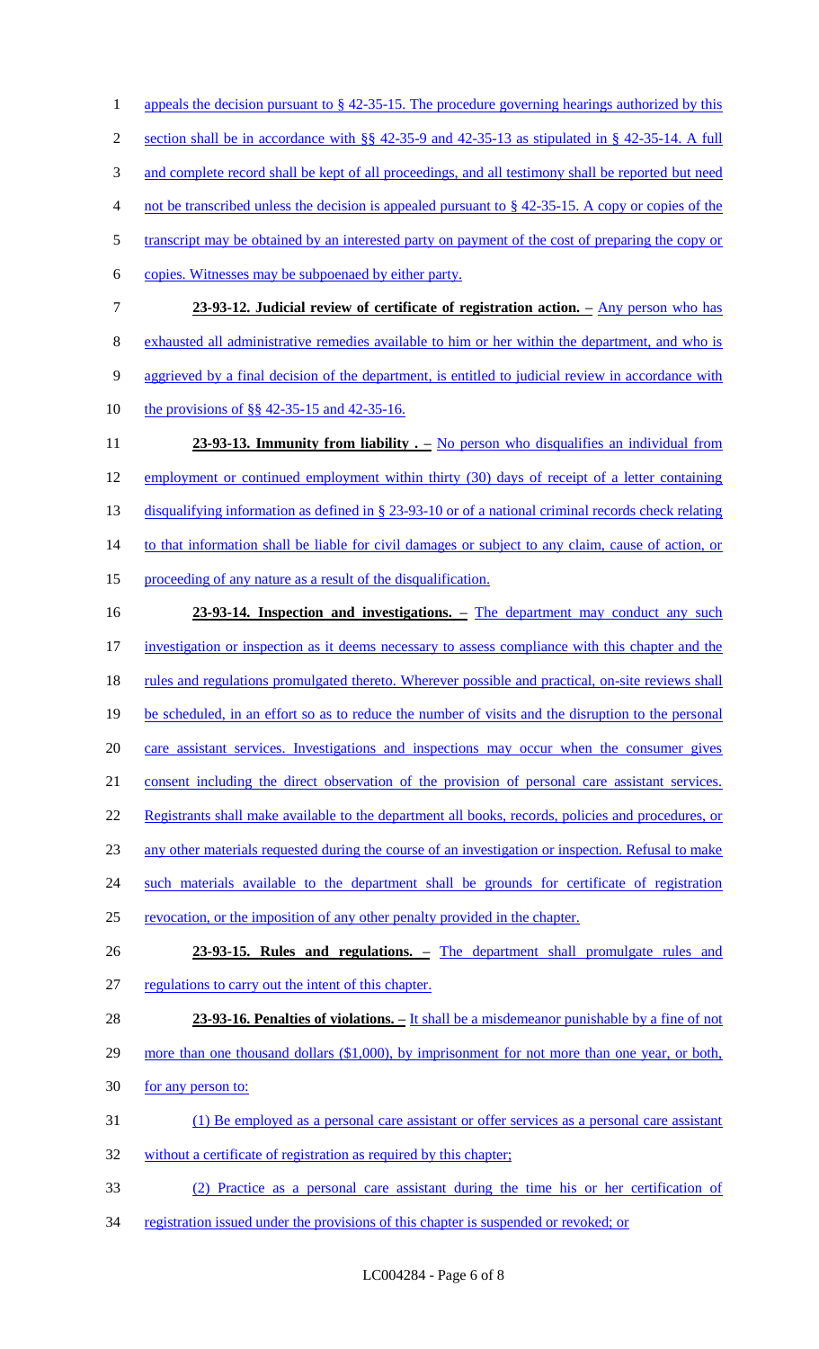appeals the decision pursuant to § 42-35-15. The procedure governing hearings authorized by this section shall be in accordance with §§ 42-35-9 and 42-35-13 as stipulated in § 42-35-14. A full and complete record shall be kept of all proceedings, and all testimony shall be reported but need not be transcribed unless the decision is appealed pursuant to § 42-35-15. A copy or copies of the transcript may be obtained by an interested party on payment of the cost of preparing the copy or copies. Witnesses may be subpoenaed by either party.

**23-93-12. Judicial review of certificate of registration action. –** Any person who has exhausted all administrative remedies available to him or her within the department, and who is aggrieved by a final decision of the department, is entitled to judicial review in accordance with the provisions of §§ 42-35-15 and 42-35-16.

**23-93-13. Immunity from liability . –** No person who disqualifies an individual from employment or continued employment within thirty (30) days of receipt of a letter containing disqualifying information as defined in § 23-93-10 or of a national criminal records check relating to that information shall be liable for civil damages or subject to any claim, cause of action, or proceeding of any nature as a result of the disqualification.

**23-93-14. Inspection and investigations. –** The department may conduct any such investigation or inspection as it deems necessary to assess compliance with this chapter and the rules and regulations promulgated thereto. Wherever possible and practical, on-site reviews shall be scheduled, in an effort so as to reduce the number of visits and the disruption to the personal care assistant services. Investigations and inspections may occur when the consumer gives consent including the direct observation of the provision of personal care assistant services. Registrants shall make available to the department all books, records, policies and procedures, or any other materials requested during the course of an investigation or inspection. Refusal to make such materials available to the department shall be grounds for certificate of registration revocation, or the imposition of any other penalty provided in the chapter.

**23-93-15. Rules and regulations. –** The department shall promulgate rules and regulations to carry out the intent of this chapter.

**23-93-16. Penalties of violations. –** It shall be a misdemeanor punishable by a fine of not more than one thousand dollars ($1,000), by imprisonment for not more than one year, or both, for any person to:

(1) Be employed as a personal care assistant or offer services as a personal care assistant without a certificate of registration as required by this chapter;

(2) Practice as a personal care assistant during the time his or her certification of registration issued under the provisions of this chapter is suspended or revoked; or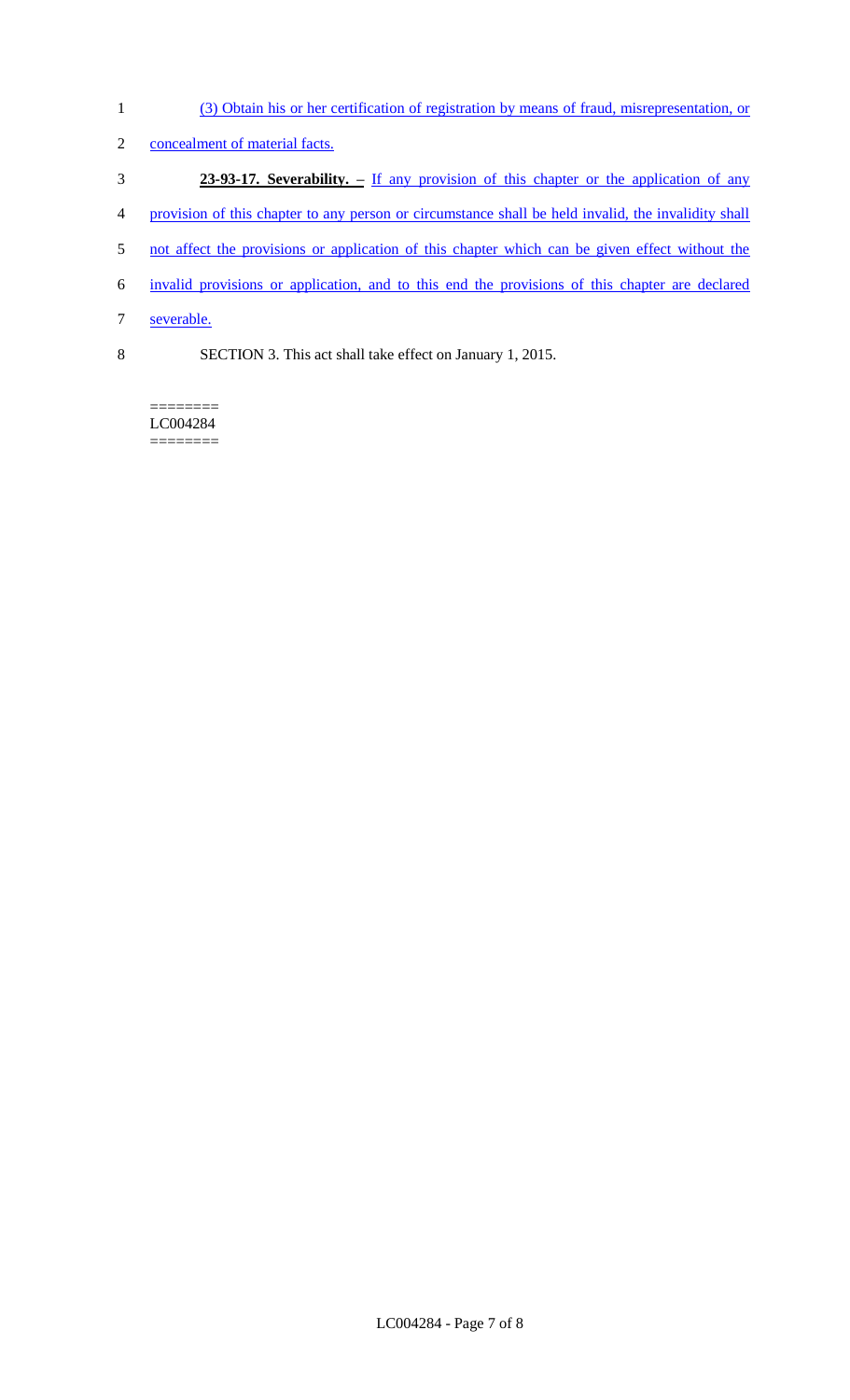(3) Obtain his or her certification of registration by means of fraud, misrepresentation, or concealment of material facts.

**23-93-17. Severability. –** If any provision of this chapter or the application of any provision of this chapter to any person or circumstance shall be held invalid, the invalidity shall not affect the provisions or application of this chapter which can be given effect without the invalid provisions or application, and to this end the provisions of this chapter are declared severable.

SECTION 3. This act shall take effect on January 1, 2015.

========
LC004284
========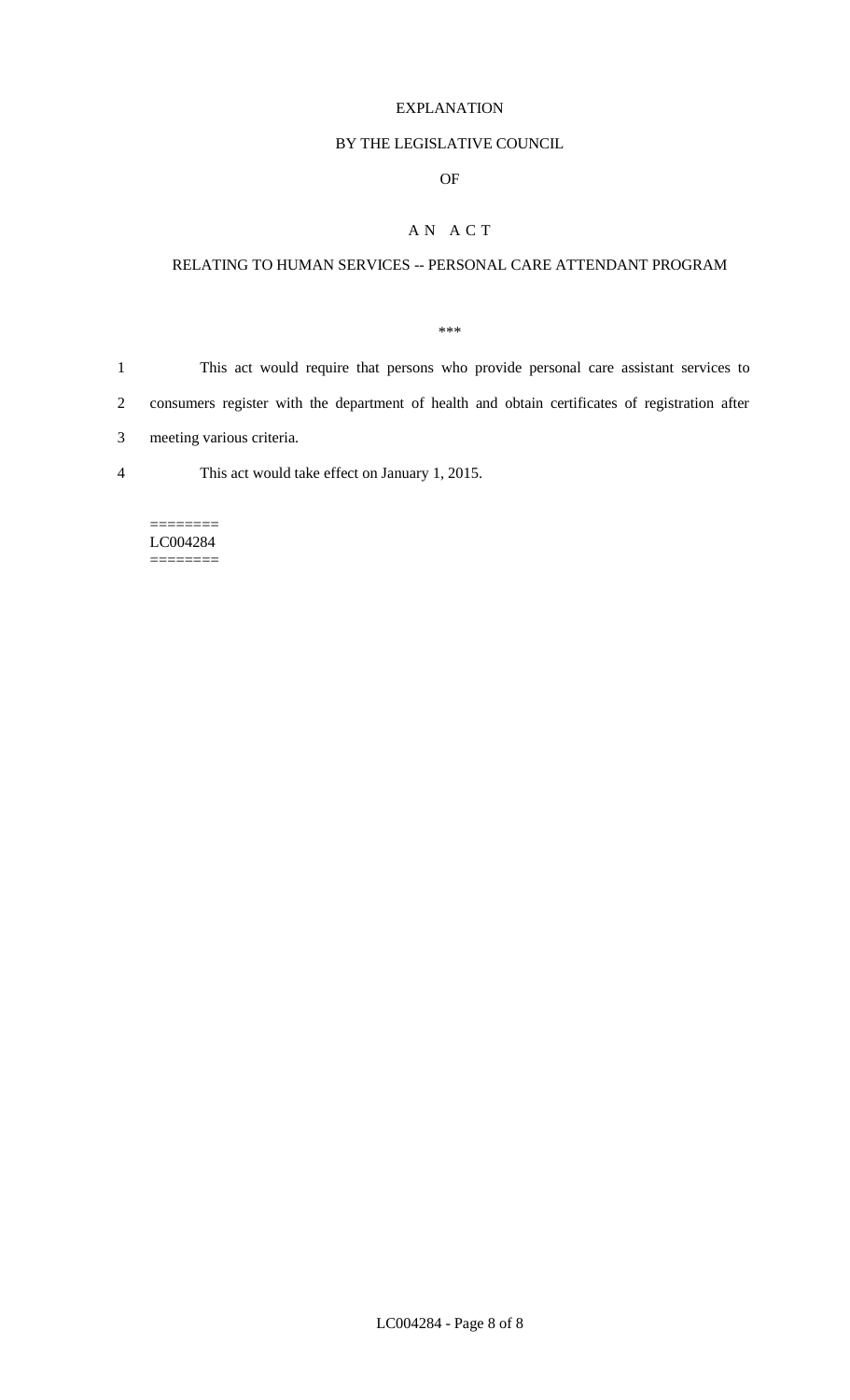EXPLANATION

BY THE LEGISLATIVE COUNCIL

OF

A N A C T

RELATING TO HUMAN SERVICES -- PERSONAL CARE ATTENDANT PROGRAM

***

1 This act would require that persons who provide personal care assistant services to
2 consumers register with the department of health and obtain certificates of registration after
3 meeting various criteria.
4 This act would take effect on January 1, 2015.

========
LC004284
========